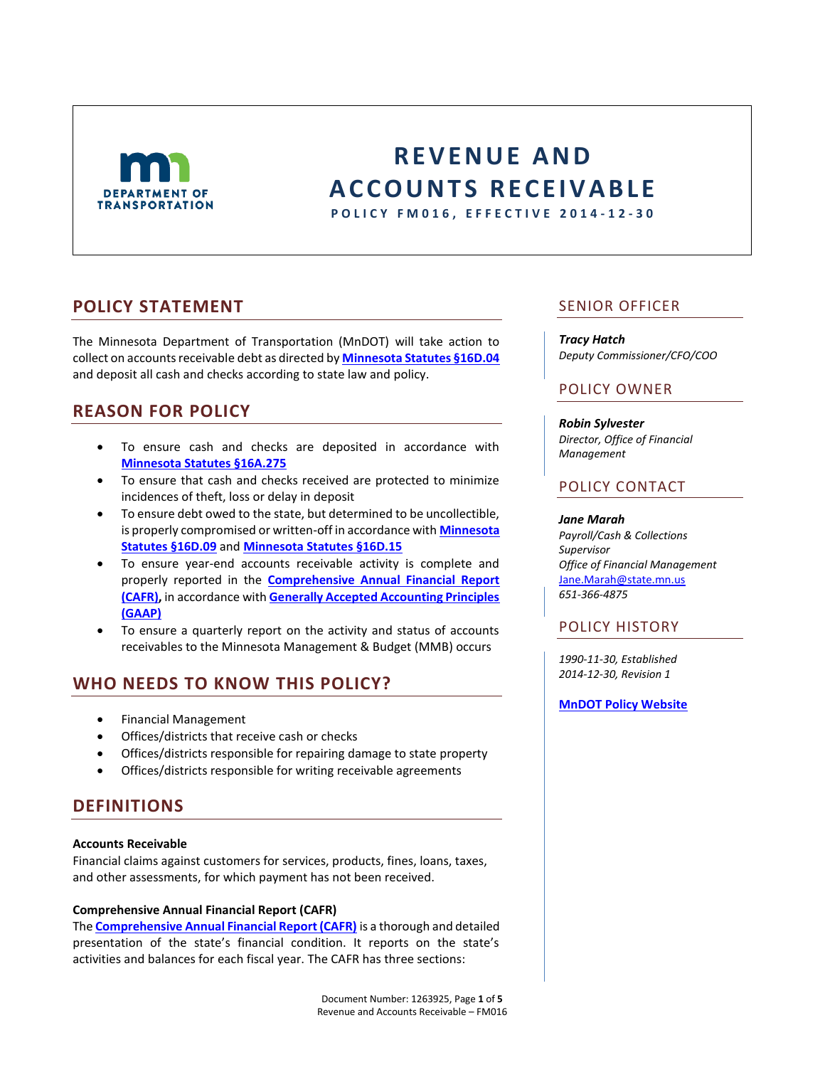# REVENUE AND ACCOUNTS RECEIVABLE

**POLICY FM016, EFFECTIVE 2014-12-30**

## POLICY STATEMENT

The Minnesota Department of Transportation (MnDOT) will take action to collect on accounts receivable debt as directed by **Minnesota Statutes §16D.04** and deposit all cash and checks according to state law and policy.

## REASON FOR POLICY

- To ensure cash and checks are deposited in accordance with **Minnesota Statutes §16A.275**
- To ensure that cash and checks received are protected to minimize incidences of theft, loss or delay in deposit
- To ensure debt owed to the state, but determined to be uncollectible, is properly compromised or written-off in accordance with **Minnesota Statutes §16D.09** and **Minnesota Statutes §16D.15**
- To ensure year-end accounts receivable activity is complete and properly reported in the **Comprehensive Annual Financial Report (CAFR),** in accordance with **Generally Accepted Accounting Principles (GAAP)**
- To ensure a quarterly report on the activity and status of accounts receivables to the Minnesota Management & Budget (MMB) occurs

## WHO NEEDS TO KNOW THIS POLICY?

- Financial Management
- Offices/districts that receive cash or checks
- Offices/districts responsible for repairing damage to state property
- Offices/districts responsible for writing receivable agreements

## DEFINITIONS

**Accounts Receivable**
Financial claims against customers for services, products, fines, loans, taxes, and other assessments, for which payment has not been received.

**Comprehensive Annual Financial Report (CAFR)**
The **Comprehensive Annual Financial Report (CAFR)** is a thorough and detailed presentation of the state's financial condition. It reports on the state's activities and balances for each fiscal year. The CAFR has three sections:

## SENIOR OFFICER

***Tracy Hatch***
*Deputy Commissioner/CFO/COO*

## POLICY OWNER

***Robin Sylvester***
*Director, Office of Financial Management*

## POLICY CONTACT

***Jane Marah***
*Payroll/Cash & Collections Supervisor*
*Office of Financial Management*
Jane.Marah@state.mn.us
*651-366-4875*

## POLICY HISTORY

*1990-11-30, Established*
*2014-12-30, Revision 1*

**MnDOT Policy Website**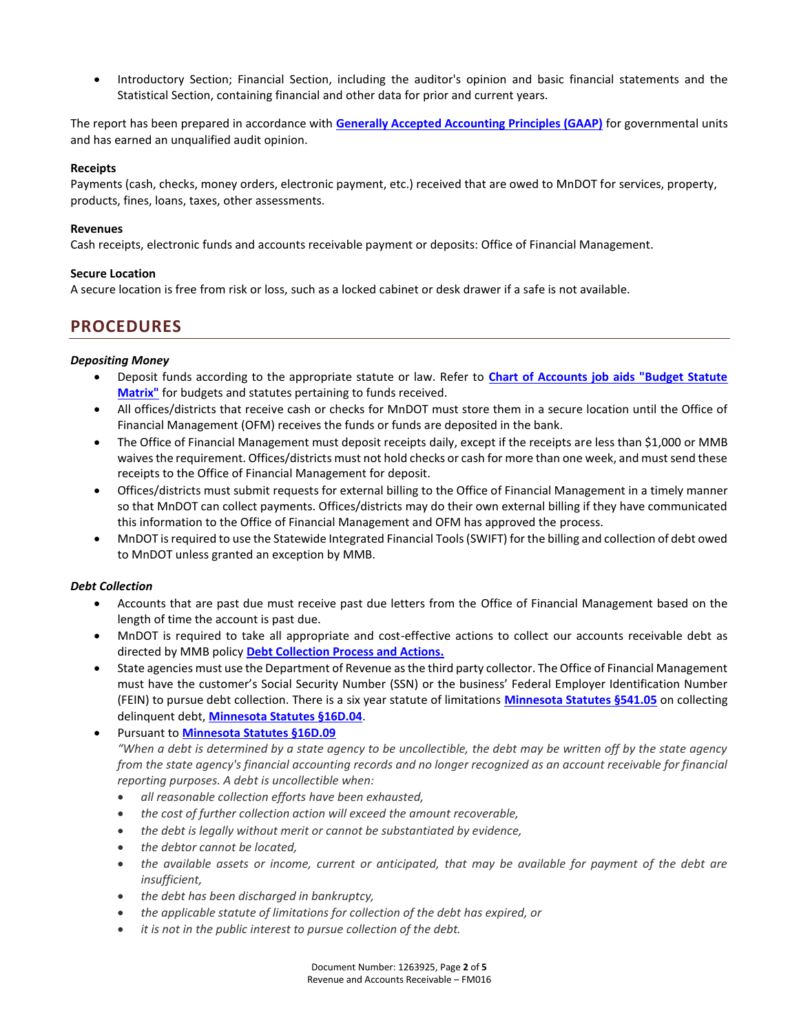- Introductory Section; Financial Section, including the auditor's opinion and basic financial statements and the Statistical Section, containing financial and other data for prior and current years.

The report has been prepared in accordance with **Generally Accepted Accounting Principles (GAAP)** for governmental units and has earned an unqualified audit opinion.

**Receipts**
Payments (cash, checks, money orders, electronic payment, etc.) received that are owed to MnDOT for services, property, products, fines, loans, taxes, other assessments.

**Revenues**
Cash receipts, electronic funds and accounts receivable payment or deposits: Office of Financial Management.

**Secure Location**
A secure location is free from risk or loss, such as a locked cabinet or desk drawer if a safe is not available.

## PROCEDURES

***Depositing Money***

- Deposit funds according to the appropriate statute or law. Refer to **Chart of Accounts job aids "Budget Statute Matrix"** for budgets and statutes pertaining to funds received.
- All offices/districts that receive cash or checks for MnDOT must store them in a secure location until the Office of Financial Management (OFM) receives the funds or funds are deposited in the bank.
- The Office of Financial Management must deposit receipts daily, except if the receipts are less than $1,000 or MMB waives the requirement. Offices/districts must not hold checks or cash for more than one week, and must send these receipts to the Office of Financial Management for deposit.
- Offices/districts must submit requests for external billing to the Office of Financial Management in a timely manner so that MnDOT can collect payments. Offices/districts may do their own external billing if they have communicated this information to the Office of Financial Management and OFM has approved the process.
- MnDOT is required to use the Statewide Integrated Financial Tools (SWIFT) for the billing and collection of debt owed to MnDOT unless granted an exception by MMB.

***Debt Collection***

- Accounts that are past due must receive past due letters from the Office of Financial Management based on the length of time the account is past due.
- MnDOT is required to take all appropriate and cost-effective actions to collect our accounts receivable debt as directed by MMB policy **Debt Collection Process and Actions.**
- State agencies must use the Department of Revenue as the third party collector. The Office of Financial Management must have the customer's Social Security Number (SSN) or the business' Federal Employer Identification Number (FEIN) to pursue debt collection. There is a six year statute of limitations **Minnesota Statutes §541.05** on collecting delinquent debt, **Minnesota Statutes §16D.04**.
- Pursuant to **Minnesota Statutes §16D.09**
  *"When a debt is determined by a state agency to be uncollectible, the debt may be written off by the state agency from the state agency's financial accounting records and no longer recognized as an account receivable for financial reporting purposes. A debt is uncollectible when:*
  - *all reasonable collection efforts have been exhausted,*
  - *the cost of further collection action will exceed the amount recoverable,*
  - *the debt is legally without merit or cannot be substantiated by evidence,*
  - *the debtor cannot be located,*
  - *the available assets or income, current or anticipated, that may be available for payment of the debt are insufficient,*
  - *the debt has been discharged in bankruptcy,*
  - *the applicable statute of limitations for collection of the debt has expired, or*
  - *it is not in the public interest to pursue collection of the debt.*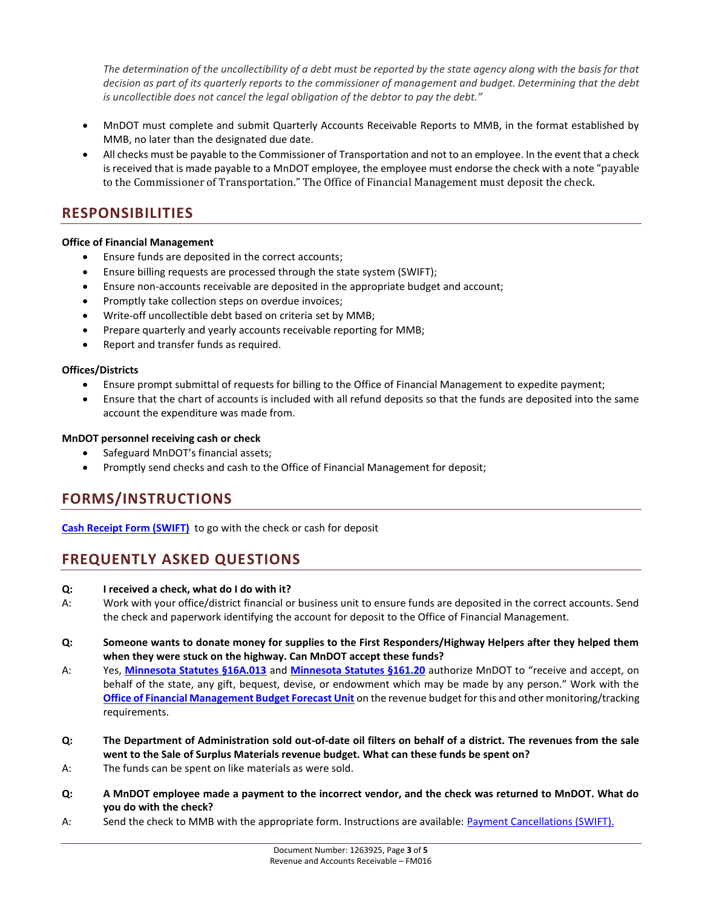*The determination of the uncollectibility of a debt must be reported by the state agency along with the basis for that decision as part of its quarterly reports to the commissioner of management and budget. Determining that the debt is uncollectible does not cancel the legal obligation of the debtor to pay the debt."*

- MnDOT must complete and submit Quarterly Accounts Receivable Reports to MMB, in the format established by MMB, no later than the designated due date.
- All checks must be payable to the Commissioner of Transportation and not to an employee. In the event that a check is received that is made payable to a MnDOT employee, the employee must endorse the check with a note "payable to the Commissioner of Transportation." The Office of Financial Management must deposit the check.

## RESPONSIBILITIES

**Office of Financial Management**

- Ensure funds are deposited in the correct accounts;
- Ensure billing requests are processed through the state system (SWIFT);
- Ensure non-accounts receivable are deposited in the appropriate budget and account;
- Promptly take collection steps on overdue invoices;
- Write-off uncollectible debt based on criteria set by MMB;
- Prepare quarterly and yearly accounts receivable reporting for MMB;
- Report and transfer funds as required.

**Offices/Districts**

- Ensure prompt submittal of requests for billing to the Office of Financial Management to expedite payment;
- Ensure that the chart of accounts is included with all refund deposits so that the funds are deposited into the same account the expenditure was made from.

**MnDOT personnel receiving cash or check**

- Safeguard MnDOT's financial assets;
- Promptly send checks and cash to the Office of Financial Management for deposit;

## FORMS/INSTRUCTIONS

**Cash Receipt Form (SWIFT)** to go with the check or cash for deposit

## FREQUENTLY ASKED QUESTIONS

**Q: I received a check, what do I do with it?**

A: Work with your office/district financial or business unit to ensure funds are deposited in the correct accounts. Send the check and paperwork identifying the account for deposit to the Office of Financial Management.

**Q: Someone wants to donate money for supplies to the First Responders/Highway Helpers after they helped them when they were stuck on the highway. Can MnDOT accept these funds?**

A: Yes, **Minnesota Statutes §16A.013** and **Minnesota Statutes §161.20** authorize MnDOT to "receive and accept, on behalf of the state, any gift, bequest, devise, or endowment which may be made by any person." Work with the **Office of Financial Management Budget Forecast Unit** on the revenue budget for this and other monitoring/tracking requirements.

**Q: The Department of Administration sold out-of-date oil filters on behalf of a district. The revenues from the sale went to the Sale of Surplus Materials revenue budget. What can these funds be spent on?**

A: The funds can be spent on like materials as were sold.

**Q: A MnDOT employee made a payment to the incorrect vendor, and the check was returned to MnDOT. What do you do with the check?**

A: Send the check to MMB with the appropriate form. Instructions are available: Payment Cancellations (SWIFT).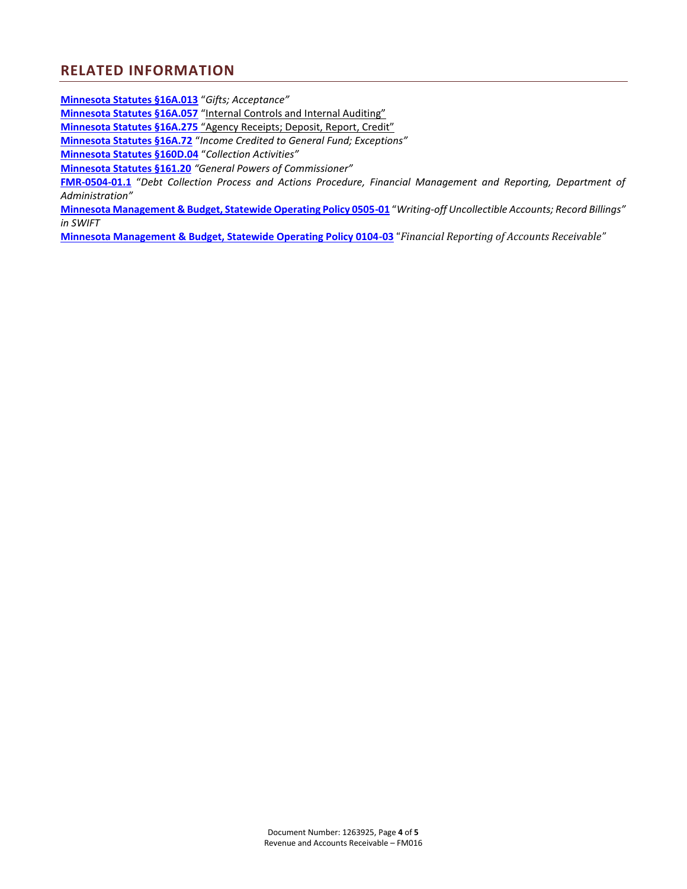## RELATED INFORMATION

**Minnesota Statutes §16A.013** "*Gifts; Acceptance"*
**Minnesota Statutes §16A.057** "Internal Controls and Internal Auditing"
**Minnesota Statutes §16A.275** "Agency Receipts; Deposit, Report, Credit"
**Minnesota Statutes §16A.72** "*Income Credited to General Fund; Exceptions"*
**Minnesota Statutes §160D.04** "*Collection Activities"*
**Minnesota Statutes §161.20** *"General Powers of Commissioner"*
**FMR-0504-01.1** "*Debt Collection Process and Actions Procedure, Financial Management and Reporting, Department of Administration"*
**Minnesota Management & Budget, Statewide Operating Policy 0505-01** "*Writing-off Uncollectible Accounts; Record Billings" in SWIFT*
**Minnesota Management & Budget, Statewide Operating Policy 0104-03** "*Financial Reporting of Accounts Receivable"*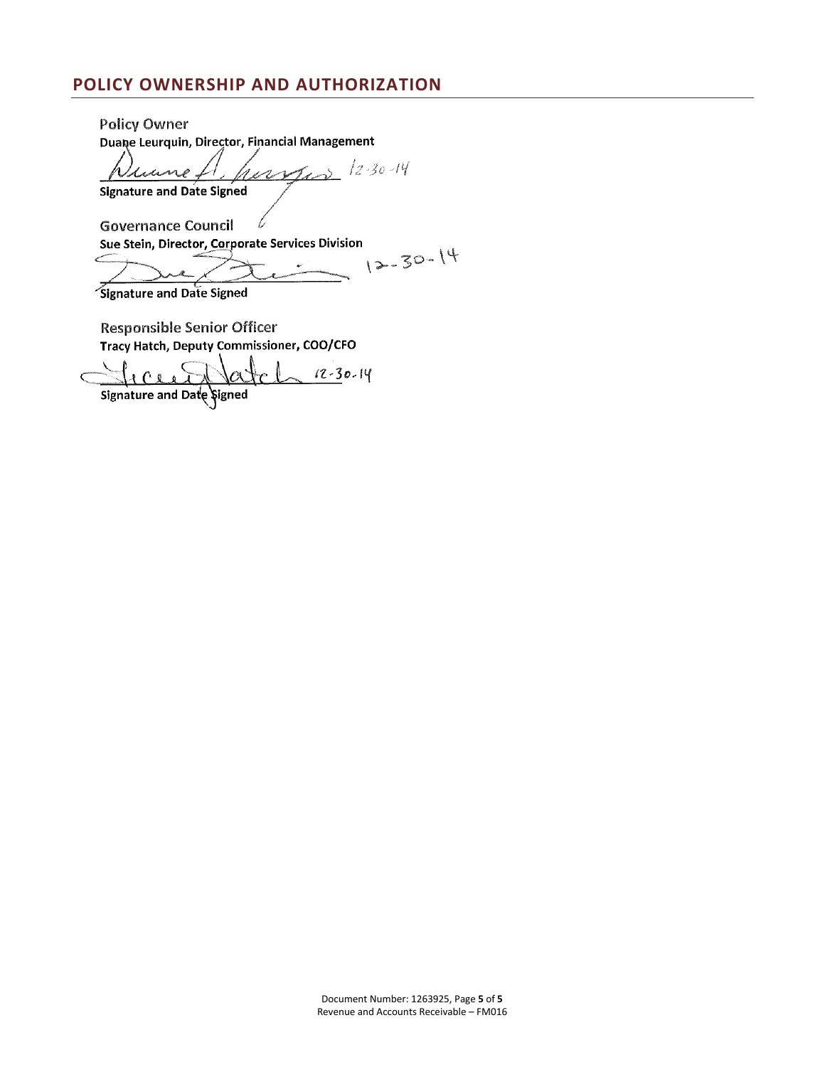## POLICY OWNERSHIP AND AUTHORIZATION

Policy Owner

**Duane Leurquin, Director, Financial Management**

Duane A. Leurquin 12-30-14

**Signature and Date Signed**

Governance Council

**Sue Stein, Director, Corporate Services Division**

Sue Stein 12-30-14

**Signature and Date Signed**

Responsible Senior Officer

**Tracy Hatch, Deputy Commissioner, COO/CFO**

Tracy Hatch 12-30-14

**Signature and Date Signed**